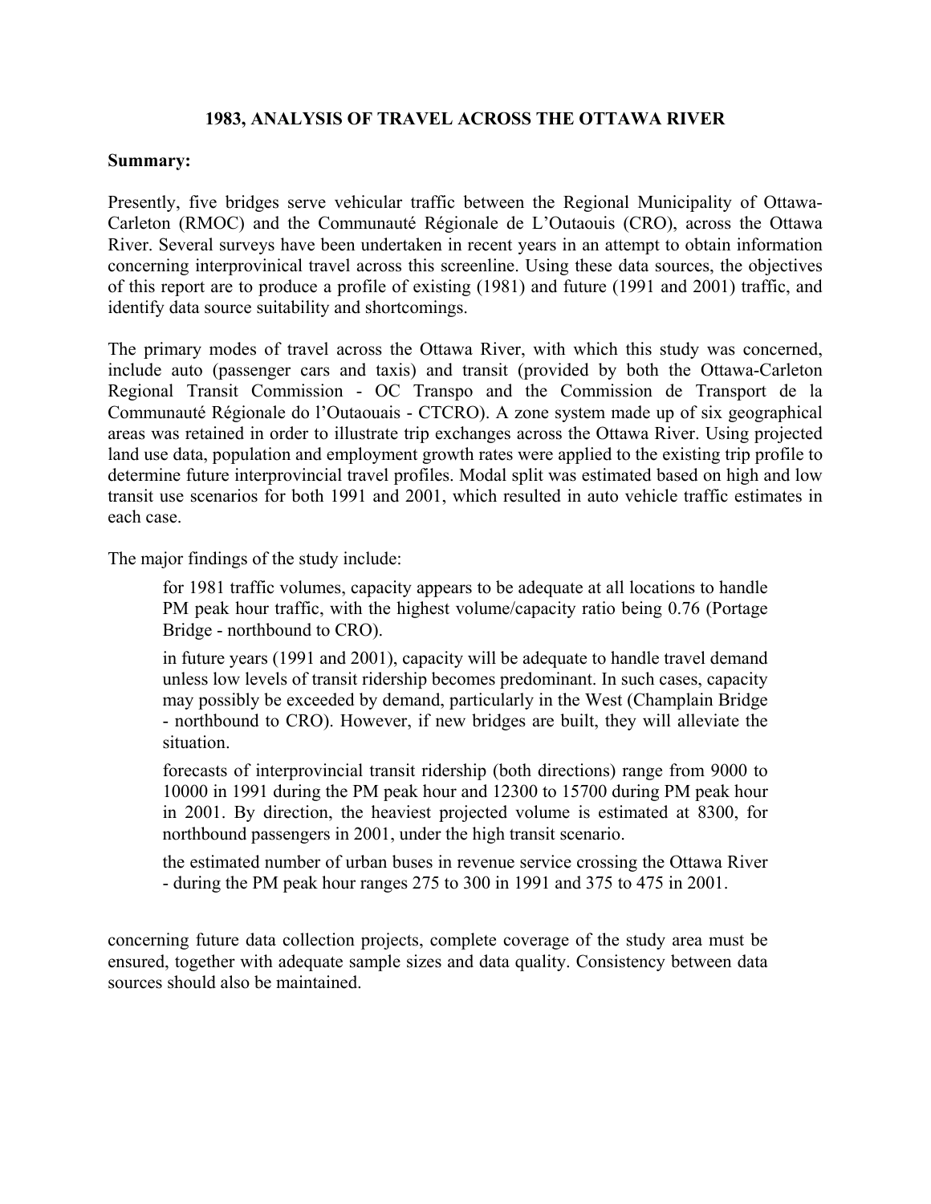# 1983, ANALYSIS OF TRAVEL ACROSS THE OTTAWA RIVER

**Summary:**

Presently, five bridges serve vehicular traffic between the Regional Municipality of Ottawa-Carleton (RMOC) and the Communauté Régionale de L'Outaouis (CRO), across the Ottawa River. Several surveys have been undertaken in recent years in an attempt to obtain information concerning interprovinical travel across this screenline. Using these data sources, the objectives of this report are to produce a profile of existing (1981) and future (1991 and 2001) traffic, and identify data source suitability and shortcomings.

The primary modes of travel across the Ottawa River, with which this study was concerned, include auto (passenger cars and taxis) and transit (provided by both the Ottawa-Carleton Regional Transit Commission - OC Transpo and the Commission de Transport de la Communauté Régionale do l'Outaouais - CTCRO). A zone system made up of six geographical areas was retained in order to illustrate trip exchanges across the Ottawa River. Using projected land use data, population and employment growth rates were applied to the existing trip profile to determine future interprovincial travel profiles. Modal split was estimated based on high and low transit use scenarios for both 1991 and 2001, which resulted in auto vehicle traffic estimates in each case.

The major findings of the study include:

- for 1981 traffic volumes, capacity appears to be adequate at all locations to handle PM peak hour traffic, with the highest volume/capacity ratio being 0.76 (Portage Bridge - northbound to CRO).
- in future years (1991 and 2001), capacity will be adequate to handle travel demand unless low levels of transit ridership becomes predominant. In such cases, capacity may possibly be exceeded by demand, particularly in the West (Champlain Bridge - northbound to CRO). However, if new bridges are built, they will alleviate the situation.
- forecasts of interprovincial transit ridership (both directions) range from 9000 to 10000 in 1991 during the PM peak hour and 12300 to 15700 during PM peak hour in 2001. By direction, the heaviest projected volume is estimated at 8300, for northbound passengers in 2001, under the high transit scenario.
- the estimated number of urban buses in revenue service crossing the Ottawa River - during the PM peak hour ranges 275 to 300 in 1991 and 375 to 475 in 2001.

concerning future data collection projects, complete coverage of the study area must be ensured, together with adequate sample sizes and data quality. Consistency between data sources should also be maintained.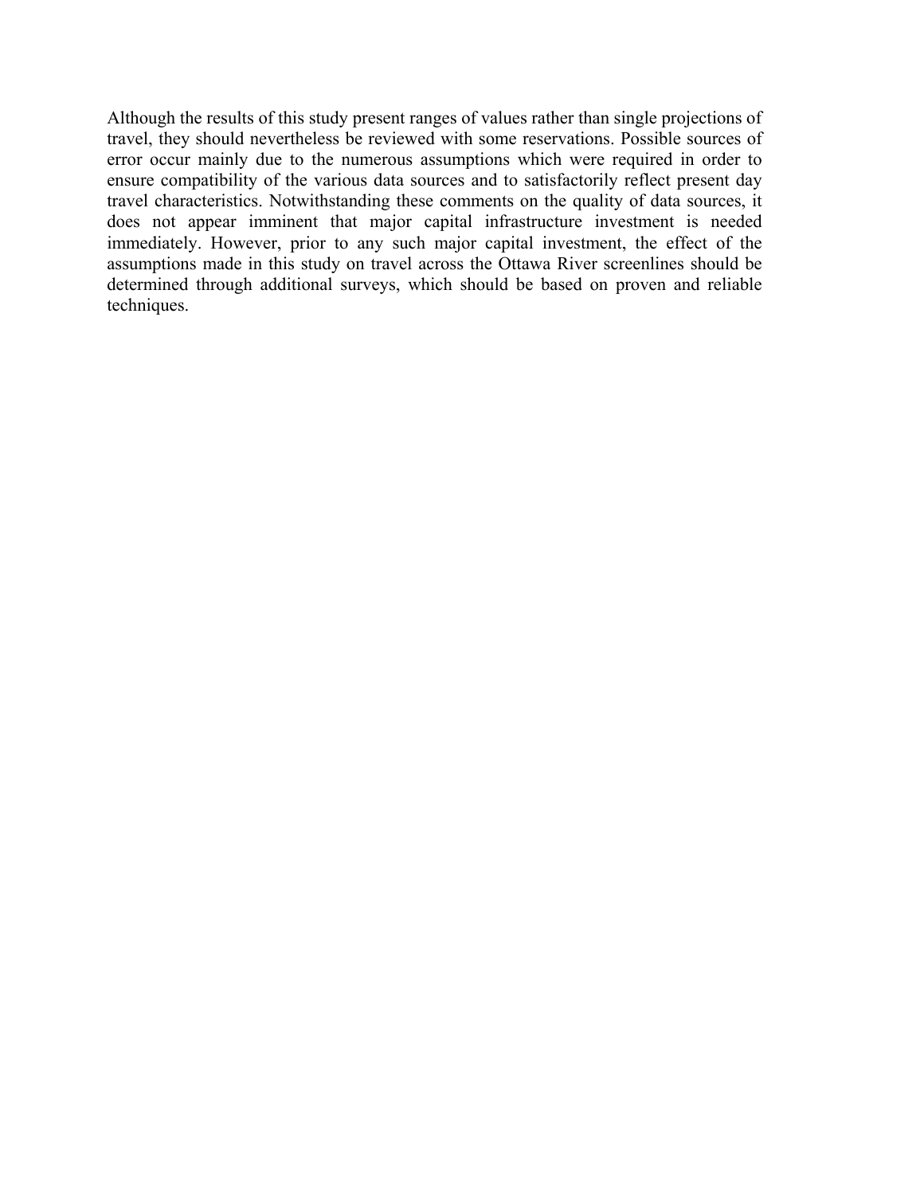Although the results of this study present ranges of values rather than single projections of travel, they should nevertheless be reviewed with some reservations. Possible sources of error occur mainly due to the numerous assumptions which were required in order to ensure compatibility of the various data sources and to satisfactorily reflect present day travel characteristics. Notwithstanding these comments on the quality of data sources, it does not appear imminent that major capital infrastructure investment is needed immediately. However, prior to any such major capital investment, the effect of the assumptions made in this study on travel across the Ottawa River screenlines should be determined through additional surveys, which should be based on proven and reliable techniques.